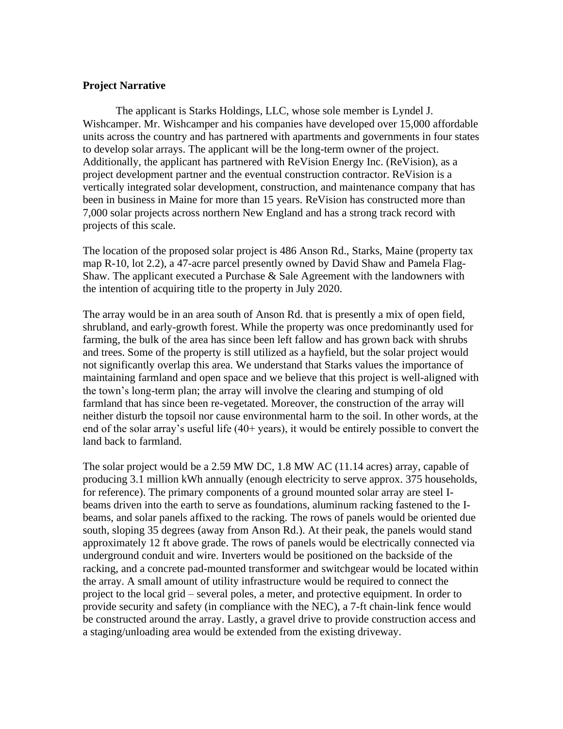**Project Narrative**

The applicant is Starks Holdings, LLC, whose sole member is Lyndel J. Wishcamper. Mr. Wishcamper and his companies have developed over 15,000 affordable units across the country and has partnered with apartments and governments in four states to develop solar arrays. The applicant will be the long-term owner of the project. Additionally, the applicant has partnered with ReVision Energy Inc. (ReVision), as a project development partner and the eventual construction contractor. ReVision is a vertically integrated solar development, construction, and maintenance company that has been in business in Maine for more than 15 years. ReVision has constructed more than 7,000 solar projects across northern New England and has a strong track record with projects of this scale.

The location of the proposed solar project is 486 Anson Rd., Starks, Maine (property tax map R-10, lot 2.2), a 47-acre parcel presently owned by David Shaw and Pamela Flag-Shaw. The applicant executed a Purchase & Sale Agreement with the landowners with the intention of acquiring title to the property in July 2020.

The array would be in an area south of Anson Rd. that is presently a mix of open field, shrubland, and early-growth forest. While the property was once predominantly used for farming, the bulk of the area has since been left fallow and has grown back with shrubs and trees. Some of the property is still utilized as a hayfield, but the solar project would not significantly overlap this area. We understand that Starks values the importance of maintaining farmland and open space and we believe that this project is well-aligned with the town's long-term plan; the array will involve the clearing and stumping of old farmland that has since been re-vegetated. Moreover, the construction of the array will neither disturb the topsoil nor cause environmental harm to the soil. In other words, at the end of the solar array's useful life (40+ years), it would be entirely possible to convert the land back to farmland.

The solar project would be a 2.59 MW DC, 1.8 MW AC (11.14 acres) array, capable of producing 3.1 million kWh annually (enough electricity to serve approx. 375 households, for reference). The primary components of a ground mounted solar array are steel I-beams driven into the earth to serve as foundations, aluminum racking fastened to the I-beams, and solar panels affixed to the racking. The rows of panels would be oriented due south, sloping 35 degrees (away from Anson Rd.). At their peak, the panels would stand approximately 12 ft above grade. The rows of panels would be electrically connected via underground conduit and wire. Inverters would be positioned on the backside of the racking, and a concrete pad-mounted transformer and switchgear would be located within the array. A small amount of utility infrastructure would be required to connect the project to the local grid – several poles, a meter, and protective equipment. In order to provide security and safety (in compliance with the NEC), a 7-ft chain-link fence would be constructed around the array. Lastly, a gravel drive to provide construction access and a staging/unloading area would be extended from the existing driveway.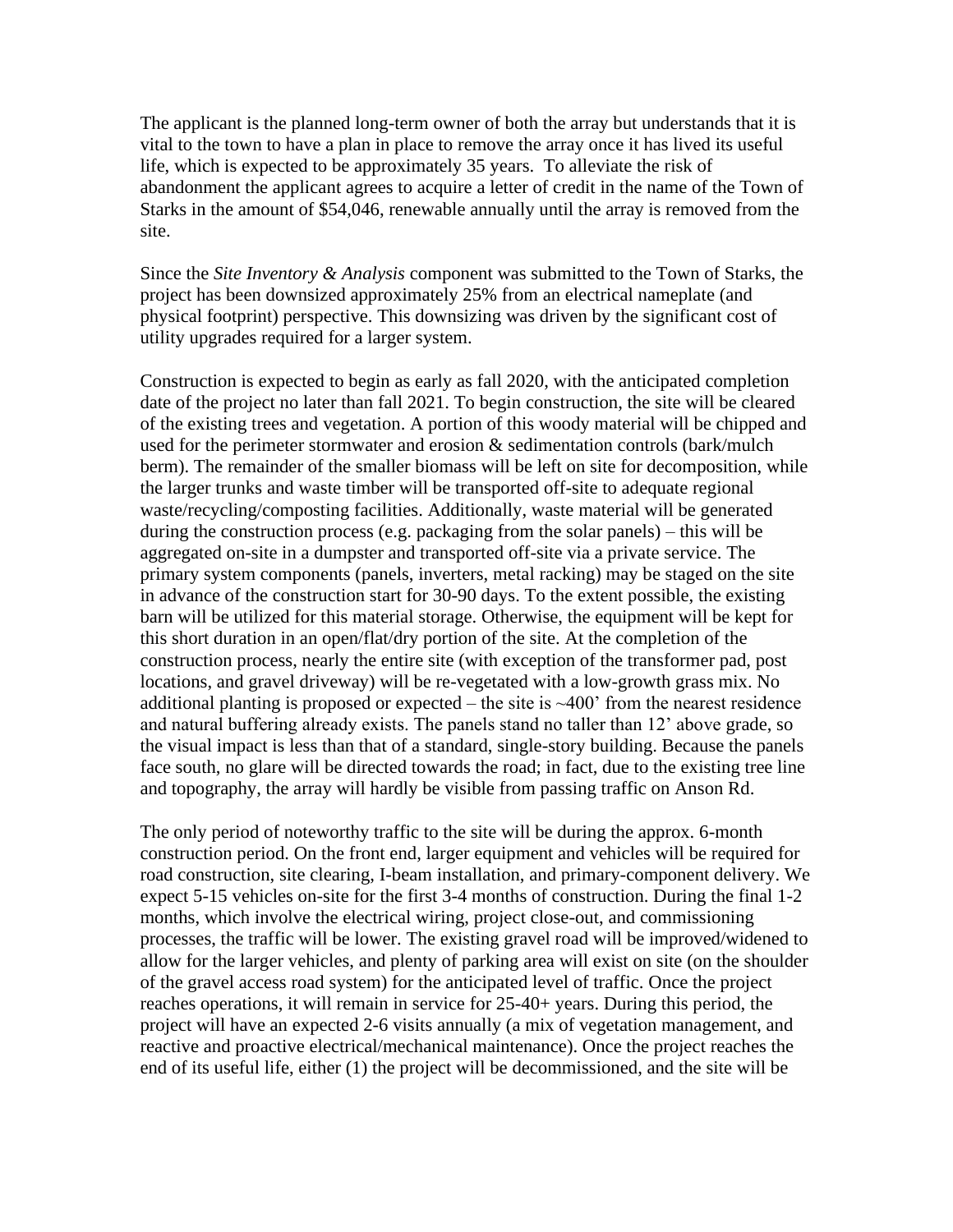The applicant is the planned long-term owner of both the array but understands that it is vital to the town to have a plan in place to remove the array once it has lived its useful life, which is expected to be approximately 35 years. To alleviate the risk of abandonment the applicant agrees to acquire a letter of credit in the name of the Town of Starks in the amount of $54,046, renewable annually until the array is removed from the site.

Since the *Site Inventory & Analysis* component was submitted to the Town of Starks, the project has been downsized approximately 25% from an electrical nameplate (and physical footprint) perspective. This downsizing was driven by the significant cost of utility upgrades required for a larger system.

Construction is expected to begin as early as fall 2020, with the anticipated completion date of the project no later than fall 2021. To begin construction, the site will be cleared of the existing trees and vegetation. A portion of this woody material will be chipped and used for the perimeter stormwater and erosion & sedimentation controls (bark/mulch berm). The remainder of the smaller biomass will be left on site for decomposition, while the larger trunks and waste timber will be transported off-site to adequate regional waste/recycling/composting facilities. Additionally, waste material will be generated during the construction process (e.g. packaging from the solar panels) – this will be aggregated on-site in a dumpster and transported off-site via a private service. The primary system components (panels, inverters, metal racking) may be staged on the site in advance of the construction start for 30-90 days. To the extent possible, the existing barn will be utilized for this material storage. Otherwise, the equipment will be kept for this short duration in an open/flat/dry portion of the site. At the completion of the construction process, nearly the entire site (with exception of the transformer pad, post locations, and gravel driveway) will be re-vegetated with a low-growth grass mix. No additional planting is proposed or expected – the site is ~400' from the nearest residence and natural buffering already exists. The panels stand no taller than 12' above grade, so the visual impact is less than that of a standard, single-story building. Because the panels face south, no glare will be directed towards the road; in fact, due to the existing tree line and topography, the array will hardly be visible from passing traffic on Anson Rd.

The only period of noteworthy traffic to the site will be during the approx. 6-month construction period. On the front end, larger equipment and vehicles will be required for road construction, site clearing, I-beam installation, and primary-component delivery. We expect 5-15 vehicles on-site for the first 3-4 months of construction. During the final 1-2 months, which involve the electrical wiring, project close-out, and commissioning processes, the traffic will be lower. The existing gravel road will be improved/widened to allow for the larger vehicles, and plenty of parking area will exist on site (on the shoulder of the gravel access road system) for the anticipated level of traffic. Once the project reaches operations, it will remain in service for 25-40+ years. During this period, the project will have an expected 2-6 visits annually (a mix of vegetation management, and reactive and proactive electrical/mechanical maintenance). Once the project reaches the end of its useful life, either (1) the project will be decommissioned, and the site will be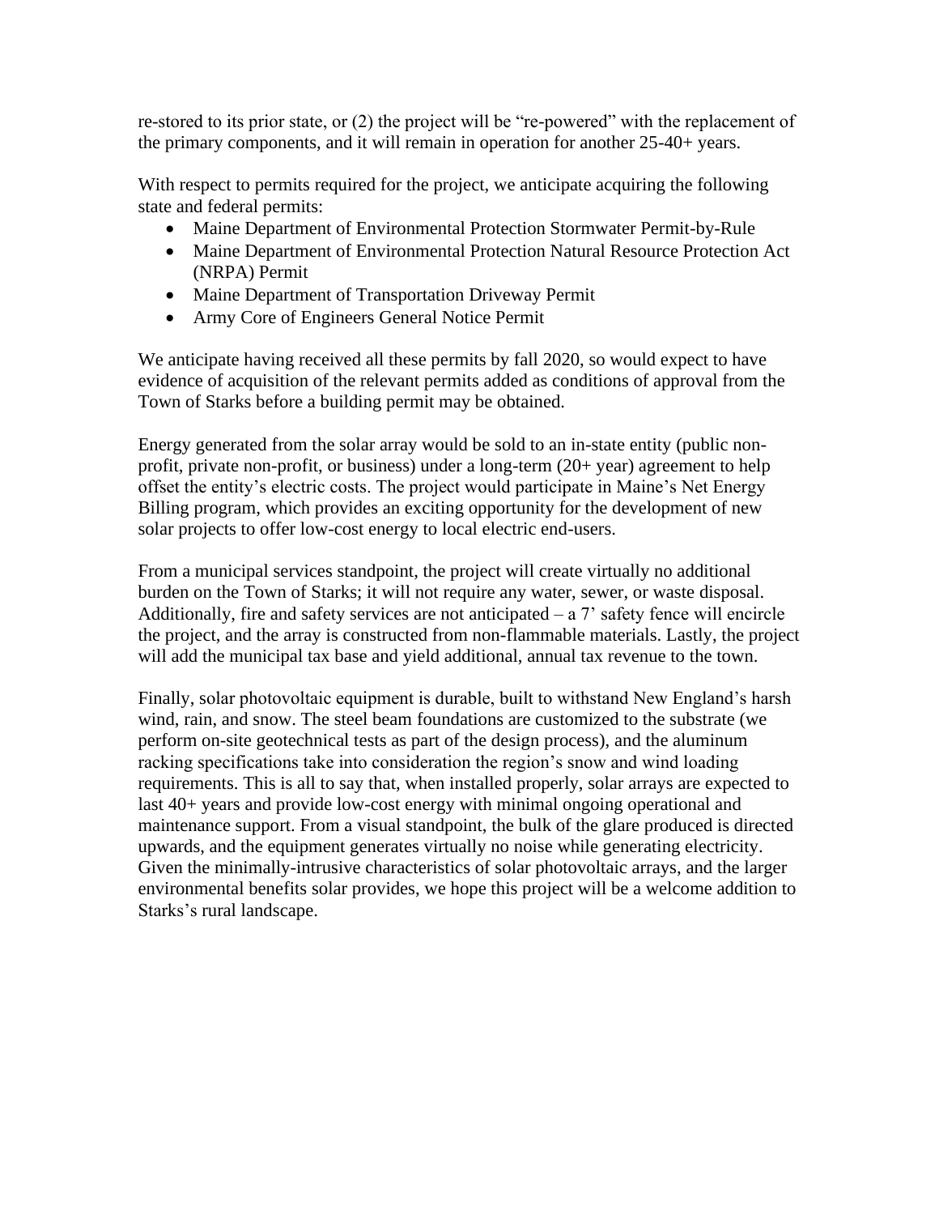re-stored to its prior state, or (2) the project will be "re-powered" with the replacement of the primary components, and it will remain in operation for another 25-40+ years.

With respect to permits required for the project, we anticipate acquiring the following state and federal permits:

- Maine Department of Environmental Protection Stormwater Permit-by-Rule
- Maine Department of Environmental Protection Natural Resource Protection Act (NRPA) Permit
- Maine Department of Transportation Driveway Permit
- Army Core of Engineers General Notice Permit

We anticipate having received all these permits by fall 2020, so would expect to have evidence of acquisition of the relevant permits added as conditions of approval from the Town of Starks before a building permit may be obtained.

Energy generated from the solar array would be sold to an in-state entity (public non-profit, private non-profit, or business) under a long-term (20+ year) agreement to help offset the entity's electric costs. The project would participate in Maine's Net Energy Billing program, which provides an exciting opportunity for the development of new solar projects to offer low-cost energy to local electric end-users.

From a municipal services standpoint, the project will create virtually no additional burden on the Town of Starks; it will not require any water, sewer, or waste disposal. Additionally, fire and safety services are not anticipated – a 7' safety fence will encircle the project, and the array is constructed from non-flammable materials. Lastly, the project will add the municipal tax base and yield additional, annual tax revenue to the town.

Finally, solar photovoltaic equipment is durable, built to withstand New England's harsh wind, rain, and snow. The steel beam foundations are customized to the substrate (we perform on-site geotechnical tests as part of the design process), and the aluminum racking specifications take into consideration the region's snow and wind loading requirements. This is all to say that, when installed properly, solar arrays are expected to last 40+ years and provide low-cost energy with minimal ongoing operational and maintenance support. From a visual standpoint, the bulk of the glare produced is directed upwards, and the equipment generates virtually no noise while generating electricity. Given the minimally-intrusive characteristics of solar photovoltaic arrays, and the larger environmental benefits solar provides, we hope this project will be a welcome addition to Starks's rural landscape.